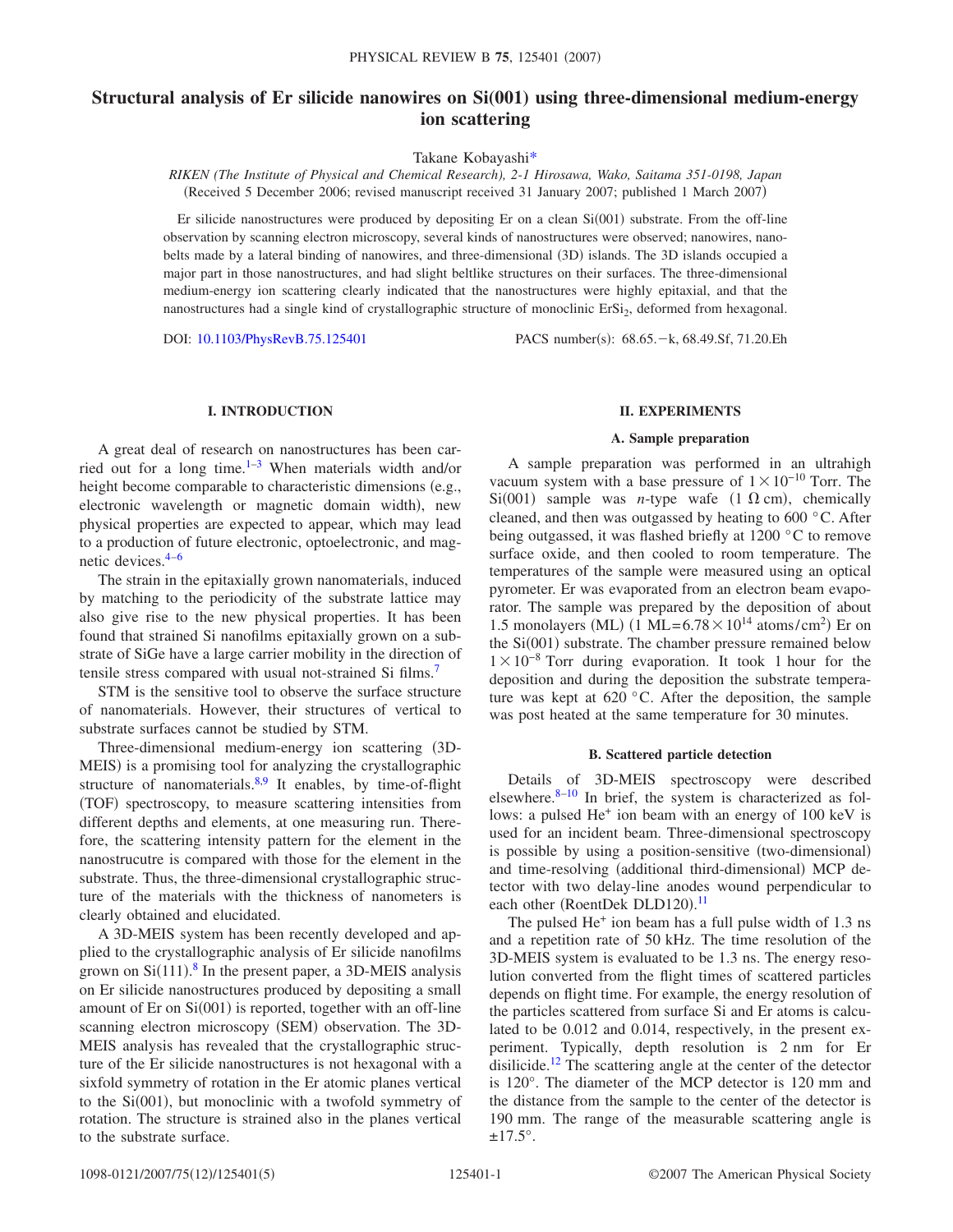# Structural analysis of Er silicide nanowires on Si(001) using three-dimensional medium-energy ion scattering

Takane Kobayashi*

*RIKEN (The Institute of Physical and Chemical Research), 2-1 Hirosawa, Wako, Saitama 351-0198, Japan*
(Received 5 December 2006; revised manuscript received 31 January 2007; published 1 March 2007)

Er silicide nanostructures were produced by depositing Er on a clean Si(001) substrate. From the off-line observation by scanning electron microscopy, several kinds of nanostructures were observed; nanowires, nanobelts made by a lateral binding of nanowires, and three-dimensional (3D) islands. The 3D islands occupied a major part in those nanostructures, and had slight beltlike structures on their surfaces. The three-dimensional medium-energy ion scattering clearly indicated that the nanostructures were highly epitaxial, and that the nanostructures had a single kind of crystallographic structure of monoclinic $ErSi_2$, deformed from hexagonal.

DOI: 10.1103/PhysRevB.75.125401 PACS number(s): 68.65.−k, 68.49.Sf, 71.20.Eh

## I. INTRODUCTION

A great deal of research on nanostructures has been carried out for a long time.[1–3] When materials width and/or height become comparable to characteristic dimensions (e.g., electronic wavelength or magnetic domain width), new physical properties are expected to appear, which may lead to a production of future electronic, optoelectronic, and magnetic devices.[4–6]

The strain in the epitaxially grown nanomaterials, induced by matching to the periodicity of the substrate lattice may also give rise to the new physical properties. It has been found that strained Si nanofilms epitaxially grown on a substrate of SiGe have a large carrier mobility in the direction of tensile stress compared with usual not-strained Si films.[7]

STM is the sensitive tool to observe the surface structure of nanomaterials. However, their structures of vertical to substrate surfaces cannot be studied by STM.

Three-dimensional medium-energy ion scattering (3D-MEIS) is a promising tool for analyzing the crystallographic structure of nanomaterials.[8,9] It enables, by time-of-flight (TOF) spectroscopy, to measure scattering intensities from different depths and elements, at one measuring run. Therefore, the scattering intensity pattern for the element in the nanostrucutre is compared with those for the element in the substrate. Thus, the three-dimensional crystallographic structure of the materials with the thickness of nanometers is clearly obtained and elucidated.

A 3D-MEIS system has been recently developed and applied to the crystallographic analysis of Er silicide nanofilms grown on Si(111).[8] In the present paper, a 3D-MEIS analysis on Er silicide nanostructures produced by depositing a small amount of Er on Si(001) is reported, together with an off-line scanning electron microscopy (SEM) observation. The 3D-MEIS analysis has revealed that the crystallographic structure of the Er silicide nanostructures is not hexagonal with a sixfold symmetry of rotation in the Er atomic planes vertical to the Si(001), but monoclinic with a twofold symmetry of rotation. The structure is strained also in the planes vertical to the substrate surface.

## II. EXPERIMENTS

### A. Sample preparation

A sample preparation was performed in an ultrahigh vacuum system with a base pressure of $1\times10^{-10}$ Torr. The Si(001) sample was *n*-type wafe ($1\ \Omega\,\text{cm}$), chemically cleaned, and then was outgassed by heating to 600 °C. After being outgassed, it was flashed briefly at 1200 °C to remove surface oxide, and then cooled to room temperature. The temperatures of the sample were measured using an optical pyrometer. Er was evaporated from an electron beam evaporator. The sample was prepared by the deposition of about 1.5 monolayers (ML) ($1\ \text{ML}=6.78\times10^{14}\ \text{atoms/cm}^2$) Er on the Si(001) substrate. The chamber pressure remained below $1\times10^{-8}$ Torr during evaporation. It took 1 hour for the deposition and during the deposition the substrate temperature was kept at 620 °C. After the deposition, the sample was post heated at the same temperature for 30 minutes.

### B. Scattered particle detection

Details of 3D-MEIS spectroscopy were described elsewhere.[8–10] In brief, the system is characterized as follows: a pulsed $He^+$ ion beam with an energy of 100 keV is used for an incident beam. Three-dimensional spectroscopy is possible by using a position-sensitive (two-dimensional) and time-resolving (additional third-dimensional) MCP detector with two delay-line anodes wound perpendicular to each other (RoentDek DLD120).[11]

The pulsed $He^+$ ion beam has a full pulse width of 1.3 ns and a repetition rate of 50 kHz. The time resolution of the 3D-MEIS system is evaluated to be 1.3 ns. The energy resolution converted from the flight times of scattered particles depends on flight time. For example, the energy resolution of the particles scattered from surface Si and Er atoms is calculated to be 0.012 and 0.014, respectively, in the present experiment. Typically, depth resolution is 2 nm for Er disilicide.[12] The scattering angle at the center of the detector is 120°. The diameter of the MCP detector is 120 mm and the distance from the sample to the center of the detector is 190 mm. The range of the measurable scattering angle is ±17.5°.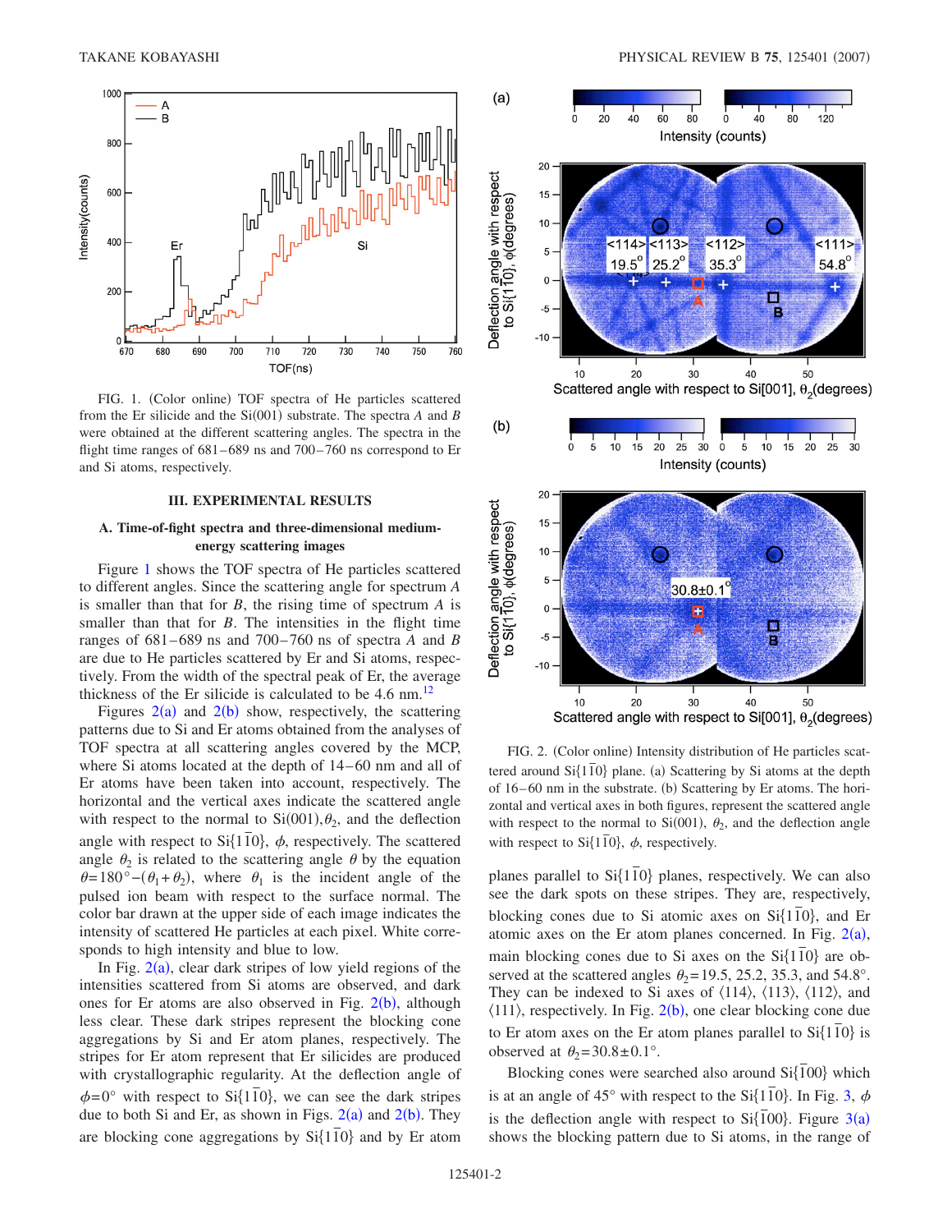FIG. 1. (Color online) TOF spectra of He particles scattered from the Er silicide and the Si(001) substrate. The spectra *A* and *B* were obtained at the different scattering angles. The spectra in the flight time ranges of 681–689 ns and 700–760 ns correspond to Er and Si atoms, respectively.

FIG. 2. (Color online) Intensity distribution of He particles scattered around Si{$1\bar{1}0$} plane. (a) Scattering by Si atoms at the depth of 16–60 nm in the substrate. (b) Scattering by Er atoms. The horizontal and vertical axes in both figures, represent the scattered angle with respect to the normal to Si(001), $\theta_2$, and the deflection angle with respect to Si{$1\bar{1}0$}, $\phi$, respectively.

## III. EXPERIMENTAL RESULTS

### A. Time-of-fight spectra and three-dimensional medium-energy scattering images

Figure 1 shows the TOF spectra of He particles scattered to different angles. Since the scattering angle for spectrum *A* is smaller than that for *B*, the rising time of spectrum *A* is smaller than that for *B*. The intensities in the flight time ranges of 681–689 ns and 700–760 ns of spectra *A* and *B* are due to He particles scattered by Er and Si atoms, respectively. From the width of the spectral peak of Er, the average thickness of the Er silicide is calculated to be 4.6 nm.[12]

Figures 2(a) and 2(b) show, respectively, the scattering patterns due to Si and Er atoms obtained from the analyses of TOF spectra at all scattering angles covered by the MCP, where Si atoms located at the depth of 14–60 nm and all of Er atoms have been taken into account, respectively. The horizontal and the vertical axes indicate the scattered angle with respect to the normal to Si(001), $\theta_2$, and the deflection angle with respect to Si{$1\bar{1}0$}, $\phi$, respectively. The scattered angle $\theta_2$ is related to the scattering angle $\theta$ by the equation $\theta = 180° - (\theta_1 + \theta_2)$, where $\theta_1$ is the incident angle of the pulsed ion beam with respect to the surface normal. The color bar drawn at the upper side of each image indicates the intensity of scattered He particles at each pixel. White corresponds to high intensity and blue to low.

In Fig. 2(a), clear dark stripes of low yield regions of the intensities scattered from Si atoms are observed, and dark ones for Er atoms are also observed in Fig. 2(b), although less clear. These dark stripes represent the blocking cone aggregations by Si and Er atom planes, respectively. The stripes for Er atom represent that Er silicides are produced with crystallographic regularity. At the deflection angle of $\phi = 0°$ with respect to Si{$1\bar{1}0$}, we can see the dark stripes due to both Si and Er, as shown in Figs. 2(a) and 2(b). They are blocking cone aggregations by Si{$1\bar{1}0$} and by Er atom planes parallel to Si{$1\bar{1}0$} planes, respectively. We can also see the dark spots on these stripes. They are, respectively, blocking cones due to Si atomic axes on Si{$1\bar{1}0$}, and Er atomic axes on the Er atom planes concerned. In Fig. 2(a), main blocking cones due to Si axes on the Si{$1\bar{1}0$} are observed at the scattered angles $\theta_2 = 19.5$, 25.2, 35.3, and 54.8°. They can be indexed to Si axes of ⟨114⟩, ⟨113⟩, ⟨112⟩, and ⟨111⟩, respectively. In Fig. 2(b), one clear blocking cone due to Er atom axes on the Er atom planes parallel to Si{$1\bar{1}0$} is observed at $\theta_2 = 30.8 \pm 0.1°$.

Blocking cones were searched also around Si{$\bar{1}00$} which is at an angle of 45° with respect to the Si{$1\bar{1}0$}. In Fig. 3, $\phi$ is the deflection angle with respect to Si{$\bar{1}00$}. Figure 3(a) shows the blocking pattern due to Si atoms, in the range of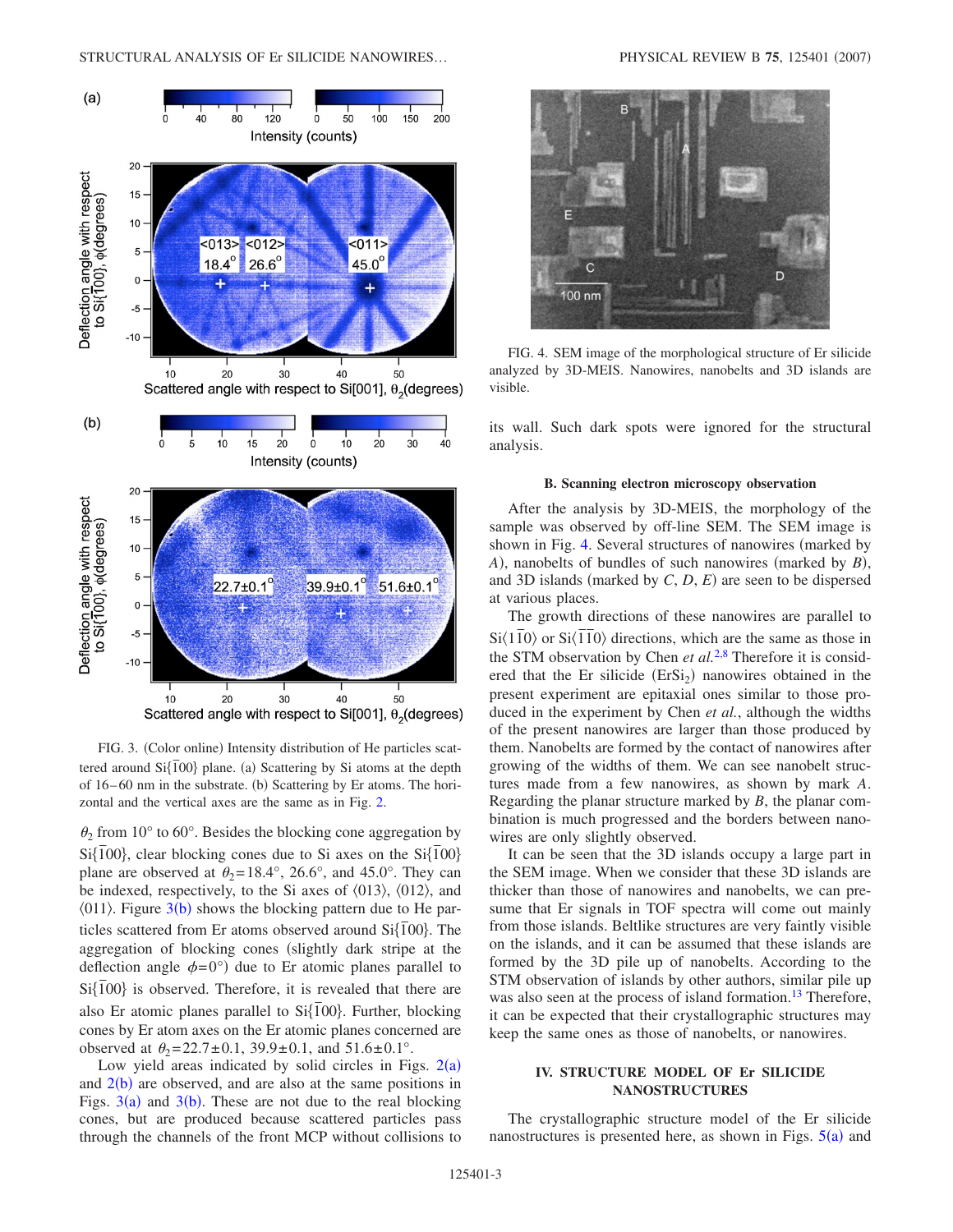FIG. 3. (Color online) Intensity distribution of He particles scattered around Si{$\bar{1}$00} plane. (a) Scattering by Si atoms at the depth of 16–60 nm in the substrate. (b) Scattering by Er atoms. The horizontal and the vertical axes are the same as in Fig. 2.

$\theta_2$ from 10° to 60°. Besides the blocking cone aggregation by Si{$\bar{1}$00}, clear blocking cones due to Si axes on the Si{$\bar{1}$00} plane are observed at $\theta_2$=18.4°, 26.6°, and 45.0°. They can be indexed, respectively, to the Si axes of ⟨013⟩, ⟨012⟩, and ⟨011⟩. Figure 3(b) shows the blocking pattern due to He particles scattered from Er atoms observed around Si{$\bar{1}$00}. The aggregation of blocking cones (slightly dark stripe at the deflection angle $\phi$=0°) due to Er atomic planes parallel to Si{$\bar{1}$00} is observed. Therefore, it is revealed that there are also Er atomic planes parallel to Si{$\bar{1}$00}. Further, blocking cones by Er atom axes on the Er atomic planes concerned are observed at $\theta_2$=22.7±0.1, 39.9±0.1, and 51.6±0.1°.

Low yield areas indicated by solid circles in Figs. 2(a) and 2(b) are observed, and are also at the same positions in Figs. 3(a) and 3(b). These are not due to the real blocking cones, but are produced because scattered particles pass through the channels of the front MCP without collisions to its wall. Such dark spots were ignored for the structural analysis.

FIG. 4. SEM image of the morphological structure of Er silicide analyzed by 3D-MEIS. Nanowires, nanobelts and 3D islands are visible.

### B. Scanning electron microscopy observation

After the analysis by 3D-MEIS, the morphology of the sample was observed by off-line SEM. The SEM image is shown in Fig. 4. Several structures of nanowires (marked by *A*), nanobelts of bundles of such nanowires (marked by *B*), and 3D islands (marked by *C*, *D*, *E*) are seen to be dispersed at various places.

The growth directions of these nanowires are parallel to Si⟨1$\bar{1}$0⟩ or Si⟨$\bar{1}$$\bar{1}$0⟩ directions, which are the same as those in the STM observation by Chen *et al.*[2,8] Therefore it is considered that the Er silicide ($ErSi_2$) nanowires obtained in the present experiment are epitaxial ones similar to those produced in the experiment by Chen *et al.*, although the widths of the present nanowires are larger than those produced by them. Nanobelts are formed by the contact of nanowires after growing of the widths of them. We can see nanobelt structures made from a few nanowires, as shown by mark *A*. Regarding the planar structure marked by *B*, the planar combination is much progressed and the borders between nanowires are only slightly observed.

It can be seen that the 3D islands occupy a large part in the SEM image. When we consider that these 3D islands are thicker than those of nanowires and nanobelts, we can presume that Er signals in TOF spectra will come out mainly from those islands. Beltlike structures are very faintly visible on the islands, and it can be assumed that these islands are formed by the 3D pile up of nanobelts. According to the STM observation of islands by other authors, similar pile up was also seen at the process of island formation.[13] Therefore, it can be expected that their crystallographic structures may keep the same ones as those of nanobelts, or nanowires.

## IV. STRUCTURE MODEL OF Er SILICIDE NANOSTRUCTURES

The crystallographic structure model of the Er silicide nanostructures is presented here, as shown in Figs. 5(a) and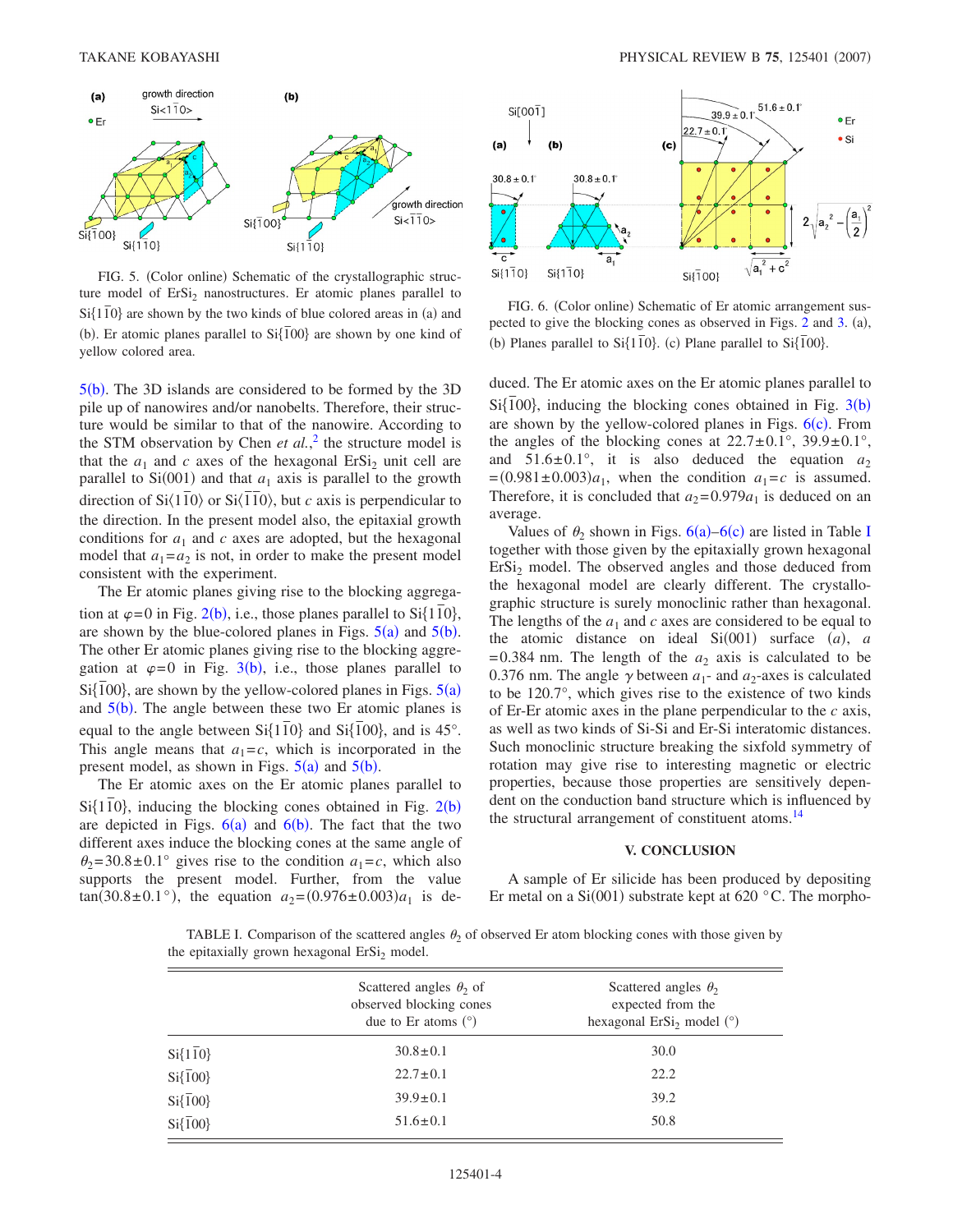FIG. 5. (Color online) Schematic of the crystallographic structure model of $ErSi_2$ nanostructures. Er atomic planes parallel to Si$\{1\bar{1}0\}$ are shown by the two kinds of blue colored areas in (a) and (b). Er atomic planes parallel to Si$\{\bar{1}00\}$ are shown by one kind of yellow colored area.

FIG. 6. (Color online) Schematic of Er atomic arrangement suspected to give the blocking cones as observed in Figs. 2 and 3. (a), (b) Planes parallel to Si$\{1\bar{1}0\}$. (c) Plane parallel to Si$\{\bar{1}00\}$.

5(b). The 3D islands are considered to be formed by the 3D pile up of nanowires and/or nanobelts. Therefore, their structure would be similar to that of the nanowire. According to the STM observation by Chen *et al.*,[2] the structure model is that the $a_1$ and $c$ axes of the hexagonal $ErSi_2$ unit cell are parallel to Si(001) and that $a_1$ axis is parallel to the growth direction of Si$\langle 1\bar{1}0\rangle$ or Si$\langle \bar{1}\bar{1}0\rangle$, but $c$ axis is perpendicular to the direction. In the present model also, the epitaxial growth conditions for $a_1$ and $c$ axes are adopted, but the hexagonal model that $a_1=a_2$ is not, in order to make the present model consistent with the experiment.

The Er atomic planes giving rise to the blocking aggregation at $\varphi=0$ in Fig. 2(b), i.e., those planes parallel to Si$\{1\bar{1}0\}$, are shown by the blue-colored planes in Figs. 5(a) and 5(b). The other Er atomic planes giving rise to the blocking aggregation at $\varphi=0$ in Fig. 3(b), i.e., those planes parallel to Si$\{\bar{1}00\}$, are shown by the yellow-colored planes in Figs. 5(a) and 5(b). The angle between these two Er atomic planes is equal to the angle between Si$\{1\bar{1}0\}$ and Si$\{\bar{1}00\}$, and is 45°. This angle means that $a_1=c$, which is incorporated in the present model, as shown in Figs. 5(a) and 5(b).

The Er atomic axes on the Er atomic planes parallel to Si$\{1\bar{1}0\}$, inducing the blocking cones obtained in Fig. 2(b) are depicted in Figs. 6(a) and 6(b). The fact that the two different axes induce the blocking cones at the same angle of $\theta_2=30.8\pm0.1°$ gives rise to the condition $a_1=c$, which also supports the present model. Further, from the value $\tan(30.8\pm0.1°)$, the equation $a_2=(0.976\pm0.003)a_1$ is deduced. The Er atomic axes on the Er atomic planes parallel to Si$\{\bar{1}00\}$, inducing the blocking cones obtained in Fig. 3(b) are shown by the yellow-colored planes in Figs. 6(c). From the angles of the blocking cones at $22.7\pm0.1°$, $39.9\pm0.1°$, and $51.6\pm0.1°$, it is also deduced the equation $a_2=(0.981\pm0.003)a_1$, when the condition $a_1=c$ is assumed. Therefore, it is concluded that $a_2=0.979a_1$ is deduced on an average.

Values of $\theta_2$ shown in Figs. 6(a)–6(c) are listed in Table I together with those given by the epitaxially grown hexagonal $ErSi_2$ model. The observed angles and those deduced from the hexagonal model are clearly different. The crystallographic structure is surely monoclinic rather than hexagonal. The lengths of the $a_1$ and $c$ axes are considered to be equal to the atomic distance on ideal Si(001) surface $(a)$, $a=0.384$ nm. The length of the $a_2$ axis is calculated to be 0.376 nm. The angle $\gamma$ between $a_1$- and $a_2$-axes is calculated to be 120.7°, which gives rise to the existence of two kinds of Er-Er atomic axes in the plane perpendicular to the $c$ axis, as well as two kinds of Si-Si and Er-Si interatomic distances. Such monoclinic structure breaking the sixfold symmetry of rotation may give rise to interesting magnetic or electric properties, because those properties are sensitively dependent on the conduction band structure which is influenced by the structural arrangement of constituent atoms.[14]

## V. CONCLUSION

A sample of Er silicide has been produced by depositing Er metal on a Si(001) substrate kept at 620 °C. The morpho-

TABLE I. Comparison of the scattered angles $\theta_2$ of observed Er atom blocking cones with those given by the epitaxially grown hexagonal $ErSi_2$ model.

| | Scattered angles $\theta_2$ of observed blocking cones due to Er atoms (°) | Scattered angles $\theta_2$ expected from the hexagonal $ErSi_2$ model (°) |
|---|---|---|
| Si$\{1\bar{1}0\}$ | $30.8\pm0.1$ | 30.0 |
| Si$\{\bar{1}00\}$ | $22.7\pm0.1$ | 22.2 |
| Si$\{\bar{1}00\}$ | $39.9\pm0.1$ | 39.2 |
| Si$\{\bar{1}00\}$ | $51.6\pm0.1$ | 50.8 |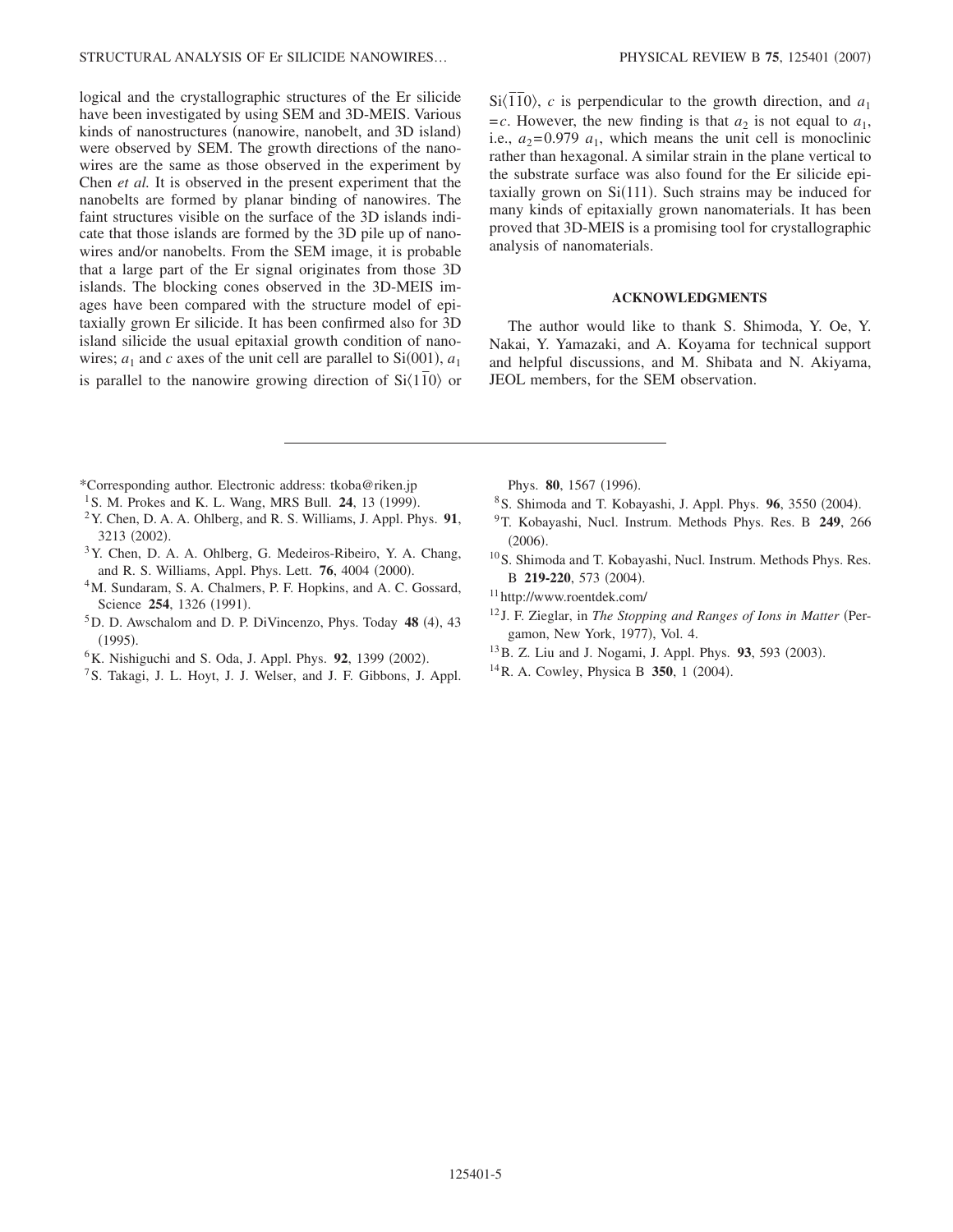logical and the crystallographic structures of the Er silicide have been investigated by using SEM and 3D-MEIS. Various kinds of nanostructures (nanowire, nanobelt, and 3D island) were observed by SEM. The growth directions of the nanowires are the same as those observed in the experiment by Chen *et al.* It is observed in the present experiment that the nanobelts are formed by planar binding of nanowires. The faint structures visible on the surface of the 3D islands indicate that those islands are formed by the 3D pile up of nanowires and/or nanobelts. From the SEM image, it is probable that a large part of the Er signal originates from those 3D islands. The blocking cones observed in the 3D-MEIS images have been compared with the structure model of epitaxially grown Er silicide. It has been confirmed also for 3D island silicide the usual epitaxial growth condition of nanowires; $a_1$ and $c$ axes of the unit cell are parallel to Si(001), $a_1$ is parallel to the nanowire growing direction of Si$\langle 1\bar{1}0\rangle$ or Si$\langle \bar{1}\bar{1}0\rangle$, $c$ is perpendicular to the growth direction, and $a_1 = c$. However, the new finding is that $a_2$ is not equal to $a_1$, i.e., $a_2 = 0.979\ a_1$, which means the unit cell is monoclinic rather than hexagonal. A similar strain in the plane vertical to the substrate surface was also found for the Er silicide epitaxially grown on Si(111). Such strains may be induced for many kinds of epitaxially grown nanomaterials. It has been proved that 3D-MEIS is a promising tool for crystallographic analysis of nanomaterials.

## ACKNOWLEDGMENTS

The author would like to thank S. Shimoda, Y. Oe, Y. Nakai, Y. Yamazaki, and A. Koyama for technical support and helpful discussions, and M. Shibata and N. Akiyama, JEOL members, for the SEM observation.

---

*Corresponding author. Electronic address: tkoba@riken.jp

[1] S. M. Prokes and K. L. Wang, MRS Bull. **24**, 13 (1999).

[2] Y. Chen, D. A. A. Ohlberg, and R. S. Williams, J. Appl. Phys. **91**, 3213 (2002).

[3] Y. Chen, D. A. A. Ohlberg, G. Medeiros-Ribeiro, Y. A. Chang, and R. S. Williams, Appl. Phys. Lett. **76**, 4004 (2000).

[4] M. Sundaram, S. A. Chalmers, P. F. Hopkins, and A. C. Gossard, Science **254**, 1326 (1991).

[5] D. D. Awschalom and D. P. DiVincenzo, Phys. Today **48** (4), 43 (1995).

[6] K. Nishiguchi and S. Oda, J. Appl. Phys. **92**, 1399 (2002).

[7] S. Takagi, J. L. Hoyt, J. J. Welser, and J. F. Gibbons, J. Appl. Phys. **80**, 1567 (1996).

[8] S. Shimoda and T. Kobayashi, J. Appl. Phys. **96**, 3550 (2004).

[9] T. Kobayashi, Nucl. Instrum. Methods Phys. Res. B **249**, 266 (2006).

[10] S. Shimoda and T. Kobayashi, Nucl. Instrum. Methods Phys. Res. B **219-220**, 573 (2004).

[11] http://www.roentdek.com/

[12] J. F. Ziegler, in *The Stopping and Ranges of Ions in Matter* (Pergamon, New York, 1977), Vol. 4.

[13] B. Z. Liu and J. Nogami, J. Appl. Phys. **93**, 593 (2003).

[14] R. A. Cowley, Physica B **350**, 1 (2004).